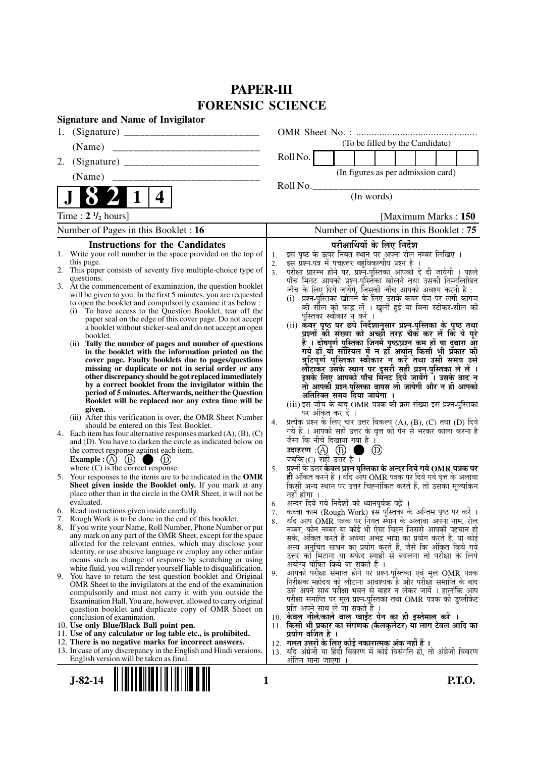# PAPER-III
# FORENSIC SCIENCE

**Signature and Name of Invigilator**

1. (Signature) __________________________

   (Name) ____________________________

2. (Signature) __________________________

   (Name) ____________________________

OMR Sheet No. : ...............................................

(To be filled by the Candidate)

Roll No. 

(In figures as per admission card)

Roll No.________________________________

(In words)

**J 8 2 1 4**

Time : **2 ½ hours**] [Maximum Marks : **150**

Number of Pages in this Booklet : **16**

Number of Questions in this Booklet : **75**

## Instructions for the Candidates

1. Write your roll number in the space provided on the top of this page.
2. This paper consists of seventy five multiple-choice type of questions.
3. At the commencement of examination, the question booklet will be given to you. In the first 5 minutes, you are requested to open the booklet and compulsorily examine it as below :
   (i) To have access to the Question Booklet, tear off the paper seal on the edge of this cover page. Do not accept a booklet without sticker-seal and do not accept an open booklet.
   (ii) **Tally the number of pages and number of questions in the booklet with the information printed on the cover page. Faulty booklets due to pages/questions missing or duplicate or not in serial order or any other discrepancy should be got replaced immediately by a correct booklet from the invigilator within the period of 5 minutes. Afterwards, neither the Question Booklet will be replaced nor any extra time will be given.**
   (iii) After this verification is over, the OMR Sheet Number should be entered on this Test Booklet.
4. Each item has four alternative responses marked (A), (B), (C) and (D). You have to darken the circle as indicated below on the correct response against each item.
   **Example :** (A) (B) ● (D)
   where (C) is the correct response.
5. Your responses to the items are to be indicated in the **OMR Sheet given inside the Booklet only.** If you mark at any place other than in the circle in the OMR Sheet, it will not be evaluated.
6. Read instructions given inside carefully.
7. Rough Work is to be done in the end of this booklet.
8. If you write your Name, Roll Number, Phone Number or put any mark on any part of the OMR Sheet, except for the space allotted for the relevant entries, which may disclose your identity, or use abusive language or employ any other unfair means such as change of response by scratching or using white fluid, you will render yourself liable to disqualification.
9. You have to return the test question booklet and Original OMR Sheet to the invigilators at the end of the examination compulsorily and must not carry it with you outside the Examination Hall. You are, however, allowed to carry original question booklet and duplicate copy of OMR Sheet on conclusion of examination.
10. **Use only Blue/Black Ball point pen.**
11. **Use of any calculator or log table etc., is prohibited.**
12. **There is no negative marks for incorrect answers.**
13. In case of any discrepancy in the English and Hindi versions, English version will be taken as final.

## परीक्षार्थियों के लिए निर्देश

1. इस पृष्ठ के ऊपर नियत स्थान पर अपना रोल नम्बर लिखिए ।
2. इस प्रश्न-पत्र में पचहत्तर बहुविकल्पीय प्रश्न हैं ।
3. परीक्षा प्रारम्भ होने पर, प्रश्न-पुस्तिका आपको दे दी जायेगी । पहले पाँच मिनट आपको प्रश्न-पुस्तिका खोलने तथा उसकी निम्नलिखित जाँच के लिए दिये जायेंगे, जिसकी जाँच आपको अवश्य करनी है :
   (i) प्रश्न-पुस्तिका खोलने के लिए उसके कवर पेज पर लगी कागज की सील को फाड़ लें । खुली हुई या बिना स्टीकर-सील की पुस्तिका स्वीकार न करें ।
   (ii) **कवर पृष्ठ पर छपे निर्देशानुसार प्रश्न-पुस्तिका के पृष्ठ तथा प्रश्नों की संख्या को अच्छी तरह चैक कर लें कि ये पूरे हैं । दोषपूर्ण पुस्तिका जिनमें पृष्ठ/प्रश्न कम हों या दुबारा आ गये हों या सीरियल में न हों अर्थात् किसी भी प्रकार की त्रुटिपूर्ण पुस्तिका स्वीकार न करें तथा उसी समय उसे लौटाकर उसके स्थान पर दूसरी सही प्रश्न-पुस्तिका ले लें । इसके लिए आपको पाँच मिनट दिये जायेंगे । उसके बाद न तो आपकी प्रश्न-पुस्तिका वापस ली जायेगी और न ही आपको अतिरिक्त समय दिया जायेगा ।**
   (iii) इस जाँच के बाद OMR पत्रक की क्रम संख्या इस प्रश्न-पुस्तिका पर अंकित कर दें ।
4. प्रत्येक प्रश्न के लिए चार उत्तर विकल्प (A), (B), (C) तथा (D) दिये गये हैं । आपको सही उत्तर के वृत्त को पेन से भरकर काला करना है जैसा कि नीचे दिखाया गया है ।
   **उदाहरण :** (A) (B) ● (D)
   जबकि (C) सही उत्तर है ।
5. प्रश्नों के उत्तर **केवल प्रश्न पुस्तिका के अन्दर दिये गये OMR पत्रक पर ही** अंकित करने हैं । यदि आप OMR पत्रक पर दिये गये वृत्त के अलावा किसी अन्य स्थान पर उत्तर चिह्नांकित करते हैं, तो उसका मूल्यांकन नहीं होगा ।
6. अन्दर दिये गये निर्देशों को ध्यानपूर्वक पढ़ें ।
7. कच्चा काम (Rough Work) इस पुस्तिका के अन्तिम पृष्ठ पर करें ।
8. यदि आप OMR पत्रक पर नियत स्थान के अलावा अपना नाम, रोल नम्बर, फोन नम्बर या कोई भी ऐसा चिह्न जिससे आपकी पहचान हो सके, अंकित करते हैं अथवा अभद्र भाषा का प्रयोग करते हैं, या कोई अन्य अनुचित साधन का प्रयोग करते हैं, जैसे कि अंकित किये गये उत्तर को मिटाना या सफेद स्याही से बदलना तो परीक्षा के लिये अयोग्य घोषित किये जा सकते हैं ।
9. आपको परीक्षा समाप्त होने पर प्रश्न-पुस्तिका एवं मूल OMR पत्रक निरीक्षक महोदय को लौटाना आवश्यक है और परीक्षा समाप्ति के बाद उसे अपने साथ परीक्षा भवन से बाहर न लेकर जायें । हालांकि आप परीक्षा समाप्ति पर मूल प्रश्न-पुस्तिका तथा OMR पत्रक की डुप्लीकेट प्रति अपने साथ ले जा सकते हैं ।
10. **केवल नीले/काले बाल प्वाईंट पेन का ही इस्तेमाल करें ।**
11. **किसी भी प्रकार का संगणक (कैलकुलेटर) या लाग टेबल आदि का प्रयोग वर्जित है ।**
12. **गलत उत्तरों के लिए कोई नकारात्मक अंक नहीं हैं ।**
13. यदि अंग्रेजी या हिंदी विवरण में कोई विसंगति हो, तो अंग्रेजी विवरण अंतिम माना जाएगा ।

J-82-14

P.T.O.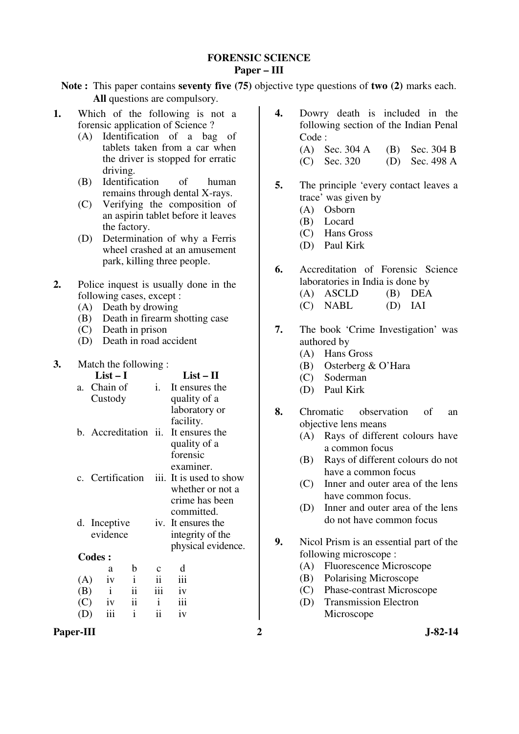# FORENSIC SCIENCE
## Paper – III

**Note :** This paper contains **seventy five (75)** objective type questions of **two (2)** marks each. **All** questions are compulsory.

**1.** Which of the following is not a forensic application of Science ?

(A) Identification of a bag of tablets taken from a car when the driver is stopped for erratic driving.

(B) Identification of human remains through dental X-rays.

(C) Verifying the composition of an aspirin tablet before it leaves the factory.

(D) Determination of why a Ferris wheel crashed at an amusement park, killing three people.

**2.** Police inquest is usually done in the following cases, except :

(A) Death by drowing

(B) Death in firearm shotting case

(C) Death in prison

(D) Death in road accident

**3.** Match the following :

| List – I | List – II |
|---|---|
| a. Chain of Custody | i. It ensures the quality of a laboratory or facility. |
| b. Accreditation | ii. It ensures the quality of a forensic examiner. |
| c. Certification | iii. It is used to show whether or not a crime has been committed. |
| d. Inceptive evidence | iv. It ensures the integrity of the physical evidence. |

**Codes :**

| | a | b | c | d |
|---|---|---|---|---|
| (A) | iv | i | ii | iii |
| (B) | i | ii | iii | iv |
| (C) | iv | ii | i | iii |
| (D) | iii | i | ii | iv |

**4.** Dowry death is included in the following section of the Indian Penal Code :

(A) Sec. 304 A (B) Sec. 304 B

(C) Sec. 320 (D) Sec. 498 A

**5.** The principle 'every contact leaves a trace' was given by

(A) Osborn

(B) Locard

(C) Hans Gross

(D) Paul Kirk

**6.** Accreditation of Forensic Science laboratories in India is done by

(A) ASCLD (B) DEA

(C) NABL (D) IAI

**7.** The book 'Crime Investigation' was authored by

(A) Hans Gross

(B) Osterberg & O'Hara

(C) Soderman

(D) Paul Kirk

**8.** Chromatic observation of an objective lens means

(A) Rays of different colours have a common focus

(B) Rays of different colours do not have a common focus

(C) Inner and outer area of the lens have common focus.

(D) Inner and outer area of the lens do not have common focus

**9.** Nicol Prism is an essential part of the following microscope :

(A) Fluorescence Microscope

(B) Polarising Microscope

(C) Phase-contrast Microscope

(D) Transmission Electron Microscope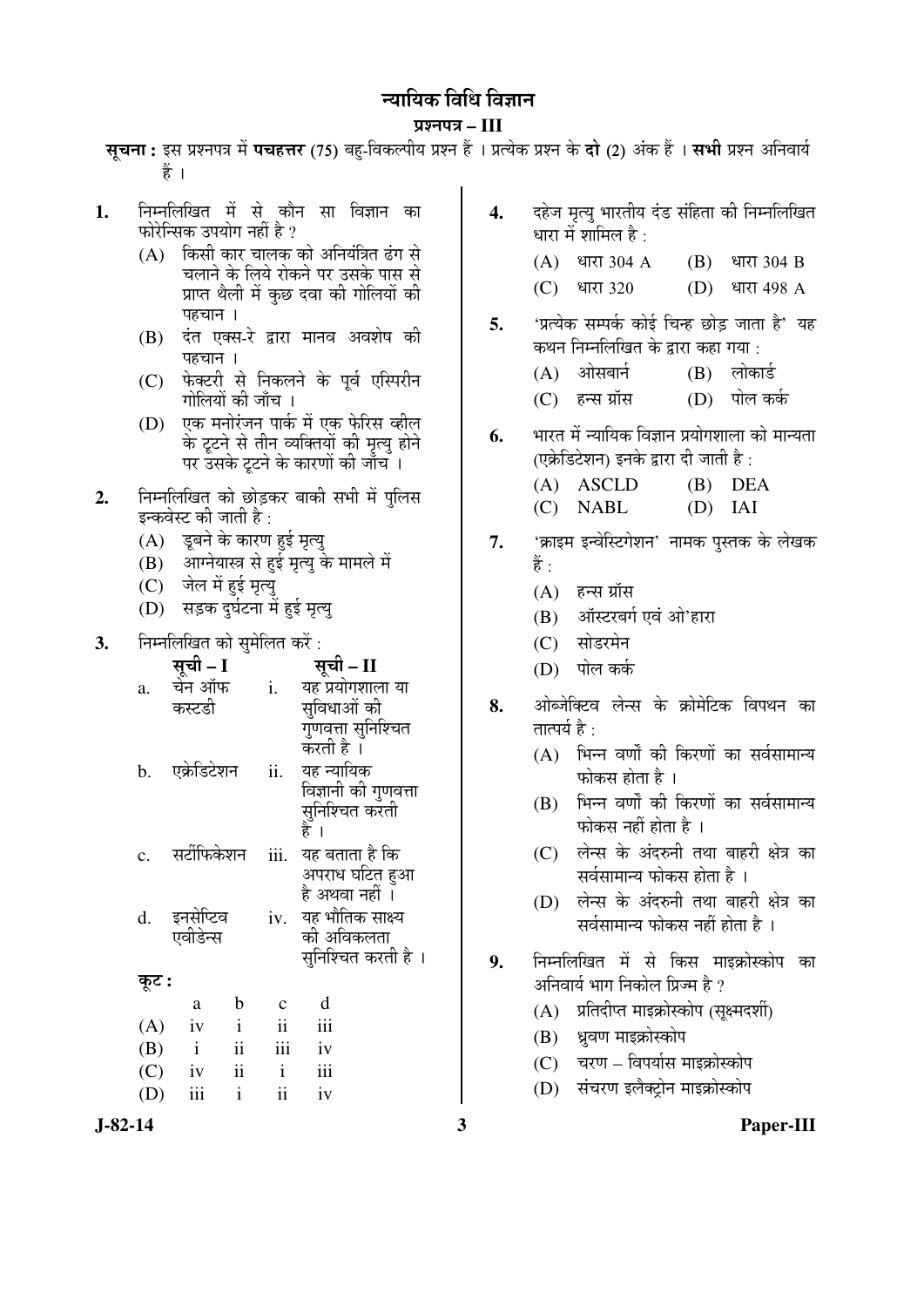# न्यायिक विधि विज्ञान

## प्रश्नपत्र – III

**सूचना :** इस प्रश्नपत्र में **पचहत्तर** (75) बहु-विकल्पीय प्रश्न हैं । प्रत्येक प्रश्न के **दो** (2) अंक हैं । **सभी** प्रश्न अनिवार्य हैं ।

**1.** निम्नलिखित में से कौन सा विज्ञान का फोरेन्सिक उपयोग नहीं है ?

(A) किसी कार चालक को अनियंत्रित ढंग से चलाने के लिये रोकने पर उसके पास से प्राप्त थैली में कुछ दवा की गोलियों की पहचान ।

(B) दंत एक्स-रे द्वारा मानव अवशेष की पहचान ।

(C) फेक्टरी से निकलने के पूर्व एस्पिरीन गोलियों की जाँच ।

(D) एक मनोरंजन पार्क में एक फेरिस व्हील के टूटने से तीन व्यक्तियों की मृत्यु होने पर उसके टूटने के कारणों की जाँच ।

**2.** निम्नलिखित को छोड़कर बाकी सभी में पुलिस इन्क्वेस्ट की जाती है :

(A) डूबने के कारण हुई मृत्यु

(B) आग्नेयास्त्र से हुई मृत्यु के मामले में

(C) जेल में हुई मृत्यु

(D) सड़क दुर्घटना में हुई मृत्यु

**3.** निम्नलिखित को सुमेलित करें :

| | सूची – I | | सूची – II |
|---|---|---|---|
| a. | चेन ऑफ कस्टडी | i. | यह प्रयोगशाला या सुविधाओं की गुणवत्ता सुनिश्चित करती है । |
| b. | एक्रेडिटेशन | ii. | यह न्यायिक विज्ञानी की गुणवत्ता सुनिश्चित करती है । |
| c. | सर्टीफिकेशन | iii. | यह बताता है कि अपराध घटित हुआ है अथवा नहीं । |
| d. | इनसेप्टिव एवीडेन्स | iv. | यह भौतिक साक्ष्य की अविकलता सुनिश्चित करती है । |

**कूट :**

| | a | b | c | d |
|---|---|---|---|---|
| (A) | iv | i | ii | iii |
| (B) | i | ii | iii | iv |
| (C) | iv | ii | i | iii |
| (D) | iii | i | ii | iv |

**4.** दहेज मृत्यु भारतीय दंड संहिता की निम्नलिखित धारा में शामिल है :

(A) धारा 304 A
(B) धारा 304 B
(C) धारा 320
(D) धारा 498 A

**5.** 'प्रत्येक सम्पर्क कोई चिन्ह छोड़ जाता है' यह कथन निम्नलिखित के द्वारा कहा गया :

(A) ओसबार्न
(B) लोकार्ड
(C) हन्स ग्रॉस
(D) पोल कर्क

**6.** भारत में न्यायिक विज्ञान प्रयोगशाला को मान्यता (एक्रेडिटेशन) इनके द्वारा दी जाती है :

(A) ASCLD
(B) DEA
(C) NABL
(D) IAI

**7.** 'क्राइम इन्वेस्टिगेशन' नामक पुस्तक के लेखक हैं :

(A) हन्स ग्रॉस

(B) ऑस्टरबर्ग एवं ओ'हारा

(C) सोडरमेन

(D) पोल कर्क

**8.** ओब्जेक्टिव लेन्स के क्रोमेटिक विपथन का तात्पर्य है :

(A) भिन्न वर्णों की किरणों का सर्वसामान्य फोकस होता है ।

(B) भिन्न वर्णों की किरणों का सर्वसामान्य फोकस नहीं होता है ।

(C) लेन्स के अंदरुनी तथा बाहरी क्षेत्र का सर्वसामान्य फोकस होता है ।

(D) लेन्स के अंदरुनी तथा बाहरी क्षेत्र का सर्वसामान्य फोकस नहीं होता है ।

**9.** निम्नलिखित में से किस माइक्रोस्कोप का अनिवार्य भाग निकोल प्रिज्म है ?

(A) प्रतिदीप्त माइक्रोस्कोप (सूक्ष्मदर्शी)

(B) ध्रुवण माइक्रोस्कोप

(C) चरण – विपर्यास माइक्रोस्कोप

(D) संचरण इलैक्ट्रोन माइक्रोस्कोप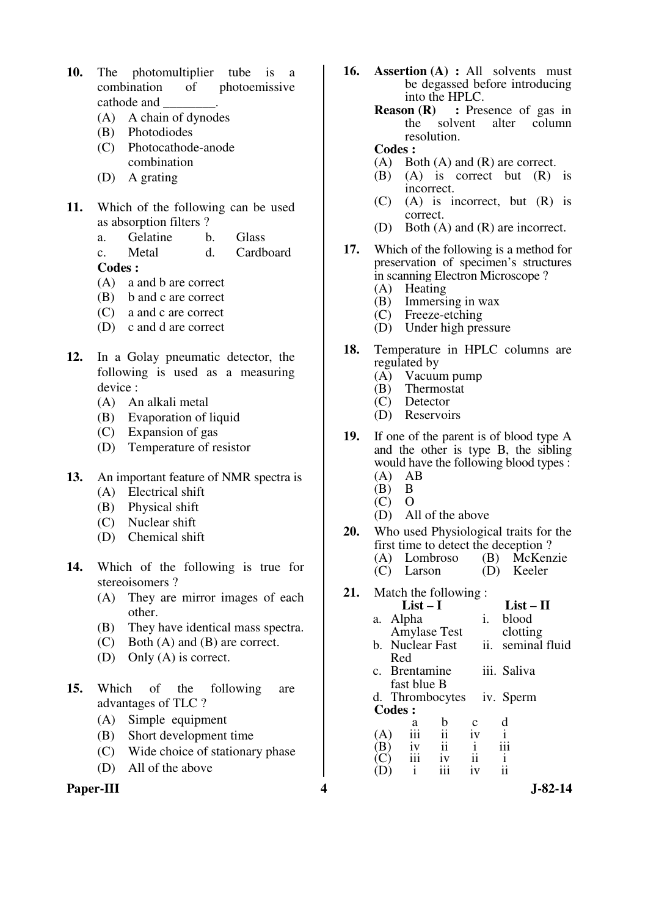**10.** The photomultiplier tube is a combination of photoemissive cathode and ________.

(A) A chain of dynodes
(B) Photodiodes
(C) Photocathode-anode combination
(D) A grating

**11.** Which of the following can be used as absorption filters ?

a. Gelatine    b. Glass
c. Metal    d. Cardboard

**Codes :**

(A) a and b are correct
(B) b and c are correct
(C) a and c are correct
(D) c and d are correct

**12.** In a Golay pneumatic detector, the following is used as a measuring device :

(A) An alkali metal
(B) Evaporation of liquid
(C) Expansion of gas
(D) Temperature of resistor

**13.** An important feature of NMR spectra is

(A) Electrical shift
(B) Physical shift
(C) Nuclear shift
(D) Chemical shift

**14.** Which of the following is true for stereoisomers ?

(A) They are mirror images of each other.
(B) They have identical mass spectra.
(C) Both (A) and (B) are correct.
(D) Only (A) is correct.

**15.** Which of the following are advantages of TLC ?

(A) Simple equipment
(B) Short development time
(C) Wide choice of stationary phase
(D) All of the above

**16.** **Assertion (A) :** All solvents must be degassed before introducing into the HPLC.

**Reason (R) :** Presence of gas in the solvent alter column resolution.

**Codes :**

(A) Both (A) and (R) are correct.
(B) (A) is correct but (R) is incorrect.
(C) (A) is incorrect, but (R) is correct.
(D) Both (A) and (R) are incorrect.

**17.** Which of the following is a method for preservation of specimen's structures in scanning Electron Microscope ?

(A) Heating
(B) Immersing in wax
(C) Freeze-etching
(D) Under high pressure

**18.** Temperature in HPLC columns are regulated by

(A) Vacuum pump
(B) Thermostat
(C) Detector
(D) Reservoirs

**19.** If one of the parent is of blood type A and the other is type B, the sibling would have the following blood types :

(A) AB
(B) B
(C) O
(D) All of the above

**20.** Who used Physiological traits for the first time to detect the deception ?

(A) Lombroso    (B) McKenzie
(C) Larson    (D) Keeler

**21.** Match the following :

| List – I | List – II |
|---|---|
| a. Alpha Amylase Test | i. blood clotting |
| b. Nuclear Fast Red | ii. seminal fluid |
| c. Brentamine fast blue B | iii. Saliva |
| d. Thrombocytes | iv. Sperm |

**Codes :**

| | a | b | c | d |
|---|---|---|---|---|
| (A) | iii | ii | iv | i |
| (B) | iv | ii | i | iii |
| (C) | iii | iv | ii | i |
| (D) | i | iii | iv | ii |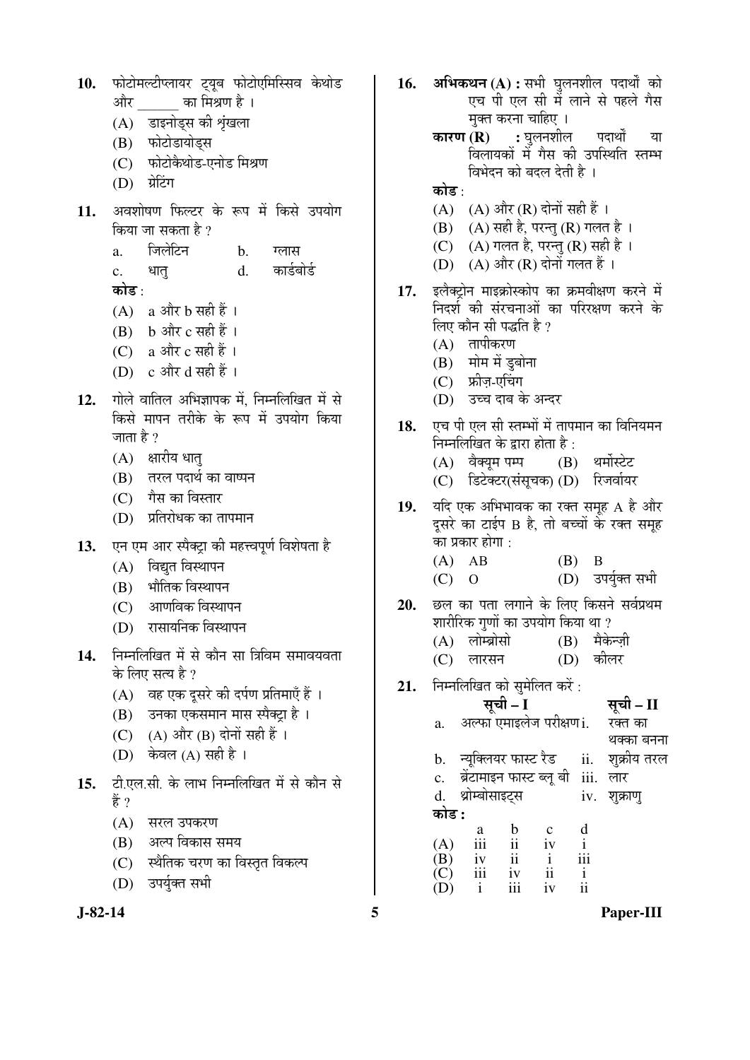10. फोटोमल्टीप्लायर ट्यूब फोटोएमिस्सिव केथोड और ______ का मिश्रण है ।
    (A) डाइनोड्स की शृंखला
    (B) फोटोडायोड्स
    (C) फोटोकैथोड-एनोड मिश्रण
    (D) ग्रेटिंग

11. अवशोषण फिल्टर के रूप में किसे उपयोग किया जा सकता है ?
    a. जिलेटिन  b. ग्लास
    c. धातु  d. कार्डबोर्ड
    **कोड :**
    (A) a और b सही हैं ।
    (B) b और c सही हैं ।
    (C) a और c सही हैं ।
    (D) c और d सही हैं ।

12. गोले वातिल अभिज्ञापक में, निम्नलिखित में से किसे मापन तरीके के रूप में उपयोग किया जाता है ?
    (A) क्षारीय धातु
    (B) तरल पदार्थ का वाष्पन
    (C) गैस का विस्तार
    (D) प्रतिरोधक का तापमान

13. एन एम आर स्पैक्ट्रा की महत्त्वपूर्ण विशेषता है
    (A) विद्युत विस्थापन
    (B) भौतिक विस्थापन
    (C) आणविक विस्थापन
    (D) रासायनिक विस्थापन

14. निम्नलिखित में से कौन सा त्रिविम समावयवता के लिए सत्य है ?
    (A) वह एक दूसरे की दर्पण प्रतिमाएँ हैं ।
    (B) उनका एकसमान मास स्पैक्ट्रा है ।
    (C) (A) और (B) दोनों सही हैं ।
    (D) केवल (A) सही है ।

15. टी.एल.सी. के लाभ निम्नलिखित में से कौन से हैं ?
    (A) सरल उपकरण
    (B) अल्प विकास समय
    (C) स्थैतिक चरण का विस्तृत विकल्प
    (D) उपर्युक्त सभी

16. **अभिकथन (A) :** सभी घुलनशील पदार्थों को एच पी एल सी में लाने से पहले गैस मुक्त करना चाहिए ।
    **कारण (R) :** घुलनशील पदार्थों या विलायकों में गैस की उपस्थिति स्तम्भ विभेदन को बदल देती है ।
    **कोड :**
    (A) (A) और (R) दोनों सही हैं ।
    (B) (A) सही है, परन्तु (R) गलत है ।
    (C) (A) गलत है, परन्तु (R) सही है ।
    (D) (A) और (R) दोनों गलत हैं ।

17. इलैक्ट्रोन माइक्रोस्कोप का क्रमवीक्षण करने में निदर्श की संरचनाओं का परिरक्षण करने के लिए कौन सी पद्धति है ?
    (A) तापीकरण
    (B) मोम में डुबोना
    (C) फ्रीज़-एचिंग
    (D) उच्च दाब के अन्दर

18. एच पी एल सी स्तम्भों में तापमान का विनियमन निम्नलिखित के द्वारा होता है :
    (A) वैक्यूम पम्प  (B) थर्मोस्टेट
    (C) डिटेक्टर(संसूचक)  (D) रिजर्वायर

19. यदि एक अभिभावक का रक्त समूह A है और दूसरे का टाईप B है, तो बच्चों के रक्त समूह का प्रकार होगा :
    (A) AB  (B) B
    (C) O  (D) उपर्युक्त सभी

20. छल का पता लगाने के लिए किसने सर्वप्रथम शारीरिक गुणों का उपयोग किया था ?
    (A) लोम्ब्रोसो  (B) मैकेन्ज़ी
    (C) लारसन  (D) कीलर

21. निम्नलिखित को सुमेलित करें :

| | सूची – I | | सूची – II |
|---|---|---|---|
| a. | अल्फा एमाइलेज परीक्षण | i. | रक्त का थक्का बनना |
| b. | न्यूक्लियर फास्ट रैड | ii. | शुक्रीय तरल |
| c. | ब्रेंटामाइन फास्ट ब्लू बी | iii. | लार |
| d. | थ्रोम्बोसाइट्स | iv. | शुक्राणु |

**कोड :**

| | a | b | c | d |
|---|---|---|---|---|
| (A) | iii | ii | iv | i |
| (B) | iv | ii | i | iii |
| (C) | iii | iv | ii | i |
| (D) | i | iii | iv | ii |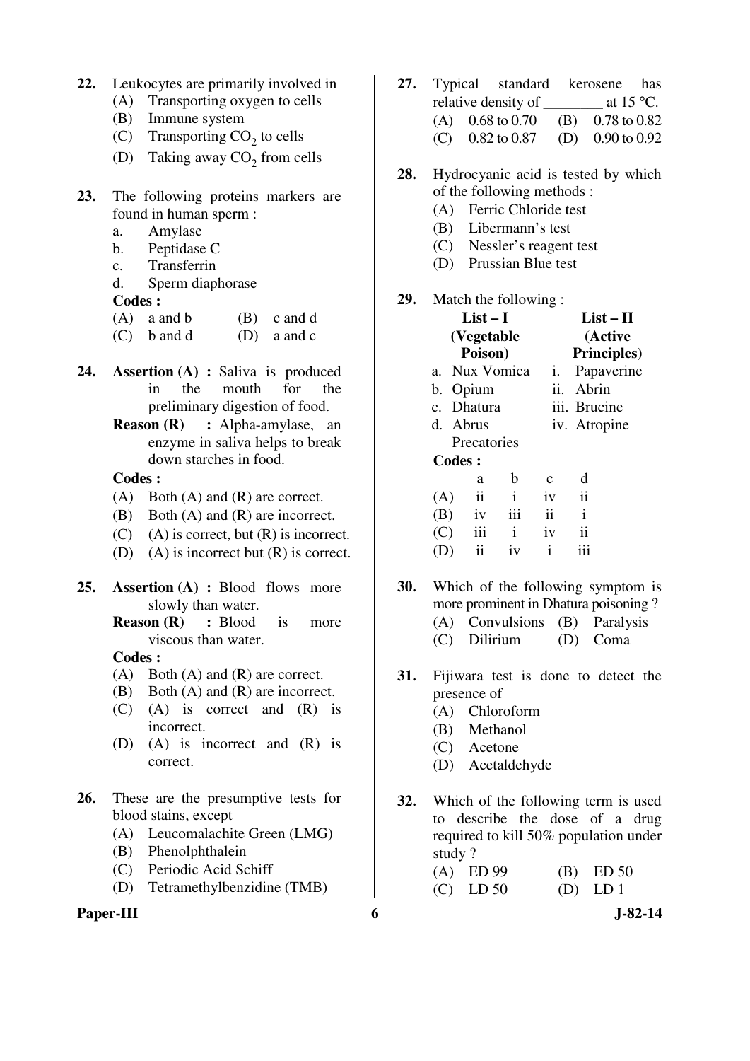22. Leukocytes are primarily involved in
    (A) Transporting oxygen to cells
    (B) Immune system
    (C) Transporting $CO_2$ to cells
    (D) Taking away $CO_2$ from cells

23. The following proteins markers are found in human sperm :
    a. Amylase
    b. Peptidase C
    c. Transferrin
    d. Sperm diaphorase

    **Codes :**
    (A) a and b (B) c and d
    (C) b and d (D) a and c

24. **Assertion (A) :** Saliva is produced in the mouth for the preliminary digestion of food.

    **Reason (R) :** Alpha-amylase, an enzyme in saliva helps to break down starches in food.

    **Codes :**
    (A) Both (A) and (R) are correct.
    (B) Both (A) and (R) are incorrect.
    (C) (A) is correct, but (R) is incorrect.
    (D) (A) is incorrect but (R) is correct.

25. **Assertion (A) :** Blood flows more slowly than water.

    **Reason (R) :** Blood is more viscous than water.

    **Codes :**
    (A) Both (A) and (R) are correct.
    (B) Both (A) and (R) are incorrect.
    (C) (A) is correct and (R) is incorrect.
    (D) (A) is incorrect and (R) is correct.

26. These are the presumptive tests for blood stains, except
    (A) Leucomalachite Green (LMG)
    (B) Phenolphthalein
    (C) Periodic Acid Schiff
    (D) Tetramethylbenzidine (TMB)

27. Typical standard kerosene has relative density of ________ at 15 °C.
    (A) 0.68 to 0.70 (B) 0.78 to 0.82
    (C) 0.82 to 0.87 (D) 0.90 to 0.92

28. Hydrocyanic acid is tested by which of the following methods :
    (A) Ferric Chloride test
    (B) Libermann's test
    (C) Nessler's reagent test
    (D) Prussian Blue test

29. Match the following :

| **List – I (Vegetable Poison)** | **List – II (Active Principles)** |
|---|---|
| a. Nux Vomica | i. Papaverine |
| b. Opium | ii. Abrin |
| c. Dhatura | iii. Brucine |
| d. Abrus Precatories | iv. Atropine |

**Codes :**

| | a | b | c | d |
|---|---|---|---|---|
| (A) | ii | i | iv | ii |
| (B) | iv | iii | ii | i |
| (C) | iii | i | iv | ii |
| (D) | ii | iv | i | iii |

30. Which of the following symptom is more prominent in Dhatura poisoning ?
    (A) Convulsions (B) Paralysis
    (C) Dilirium (D) Coma

31. Fijiwara test is done to detect the presence of
    (A) Chloroform
    (B) Methanol
    (C) Acetone
    (D) Acetaldehyde

32. Which of the following term is used to describe the dose of a drug required to kill 50% population under study ?
    (A) ED 99 (B) ED 50
    (C) LD 50 (D) LD 1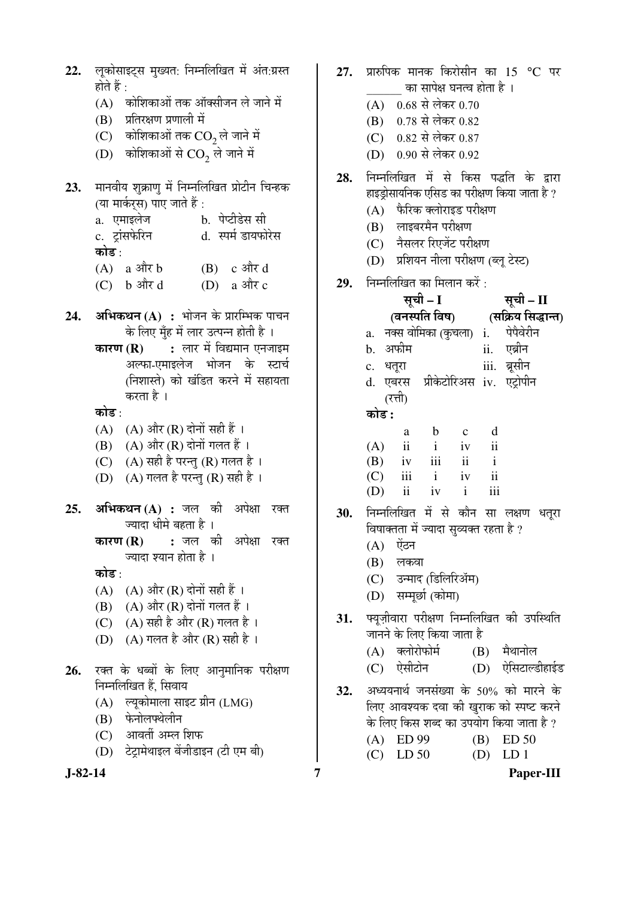22. लूकोसाइट्स मुख्यत: निम्नलिखित में अंत:ग्रस्त होते हैं :
   (A) कोशिकाओं तक ऑक्सीजन ले जाने में
   (B) प्रतिरक्षण प्रणाली में
   (C) कोशिकाओं तक $CO_2$ ले जाने में
   (D) कोशिकाओं से $CO_2$ ले जाने में

23. मानवीय शुक्राणु में निम्नलिखित प्रोटीन चिन्हक (या मार्कर्स) पाए जाते हैं :
   a. एमाइलेज          b. पेप्टीडेस सी
   c. ट्रांसफेरिन        d. स्पर्म डायफोरेस
   **कोड** :
   (A) a और b    (B) c और d
   (C) b और d    (D) a और c

24. **अभिकथन (A) :** भोजन के प्रारम्भिक पाचन के लिए मुँह में लार उत्पन्न होती है ।
   **कारण (R) :** लार में विद्यमान एनजाइम अल्फा-एमाइलेज भोजन के स्टार्च (निशास्ते) को खंडित करने में सहायता करता है ।
   **कोड** :
   (A) (A) और (R) दोनों सही हैं ।
   (B) (A) और (R) दोनों गलत हैं ।
   (C) (A) सही है परन्तु (R) गलत है ।
   (D) (A) गलत है परन्तु (R) सही है ।

25. **अभिकथन (A) :** जल की अपेक्षा रक्त ज्यादा धीमे बहता है ।
   **कारण (R) :** जल की अपेक्षा रक्त ज्यादा श्यान होता है ।
   **कोड** :
   (A) (A) और (R) दोनों सही हैं ।
   (B) (A) और (R) दोनों गलत हैं ।
   (C) (A) सही है और (R) गलत है ।
   (D) (A) गलत है और (R) सही है ।

26. रक्त के धब्बों के लिए आनुमानिक परीक्षण निम्नलिखित हैं, सिवाय
   (A) ल्यूकोमाला साइट ग्रीन (LMG)
   (B) फेनोलफ्थेलीन
   (C) आवर्ती अम्ल शिफ
   (D) टेट्रामेथाइल बेंजीडाइन (टी एम बी)

27. प्रारुपिक मानक किरोसीन का 15 °C पर ______ का सापेक्ष घनत्व होता है ।
   (A) 0.68 से लेकर 0.70
   (B) 0.78 से लेकर 0.82
   (C) 0.82 से लेकर 0.87
   (D) 0.90 से लेकर 0.92

28. निम्नलिखित में से किस पद्धति के द्वारा हाइड्रोसायनिक एसिड का परीक्षण किया जाता है ?
   (A) फैरिक क्लोराइड परीक्षण
   (B) लाइबरमैन परीक्षण
   (C) नैसलर रिएजेंट परीक्षण
   (D) प्रशियन नीला परीक्षण (ब्लू टेस्ट)

29. निम्नलिखित का मिलान करें :

| **सूची – I (वनस्पति विष)** | **सूची – II (सक्रिय सिद्धान्त)** |
|---|---|
| a. नक्स वोमिका (कुचला) | i. पेपेवेरीन |
| b. अफीम | ii. एब्रीन |
| c. धतूरा | iii. ब्रूसीन |
| d. एबरस प्रीकेटोरिअस (रत्ती) | iv. एट्रोपीन |

   **कोड :**

|  | a | b | c | d |
|---|---|---|---|---|
| (A) | ii | i | iv | ii |
| (B) | iv | iii | ii | i |
| (C) | iii | i | iv | ii |
| (D) | ii | iv | i | iii |

30. निम्नलिखित में से कौन सा लक्षण धतूरा विषाक्तता में ज्यादा सुव्यक्त रहता है ?
   (A) ऐंठन
   (B) लकवा
   (C) उन्माद (डिलिरिअॅम)
   (D) सम्मूर्छा (कोमा)

31. फ्यूज़ीवारा परीक्षण निम्नलिखित की उपस्थिति जानने के लिए किया जाता है
   (A) क्लोरोफोर्म    (B) मैथानोल
   (C) ऐसीटोन    (D) ऐसिटाल्डीहाईड

32. अध्ययनार्थ जनसंख्या के 50% को मारने के लिए आवश्यक दवा की खुराक को स्पष्ट करने के लिए किस शब्द का उपयोग किया जाता है ?
   (A) ED 99    (B) ED 50
   (C) LD 50    (D) LD 1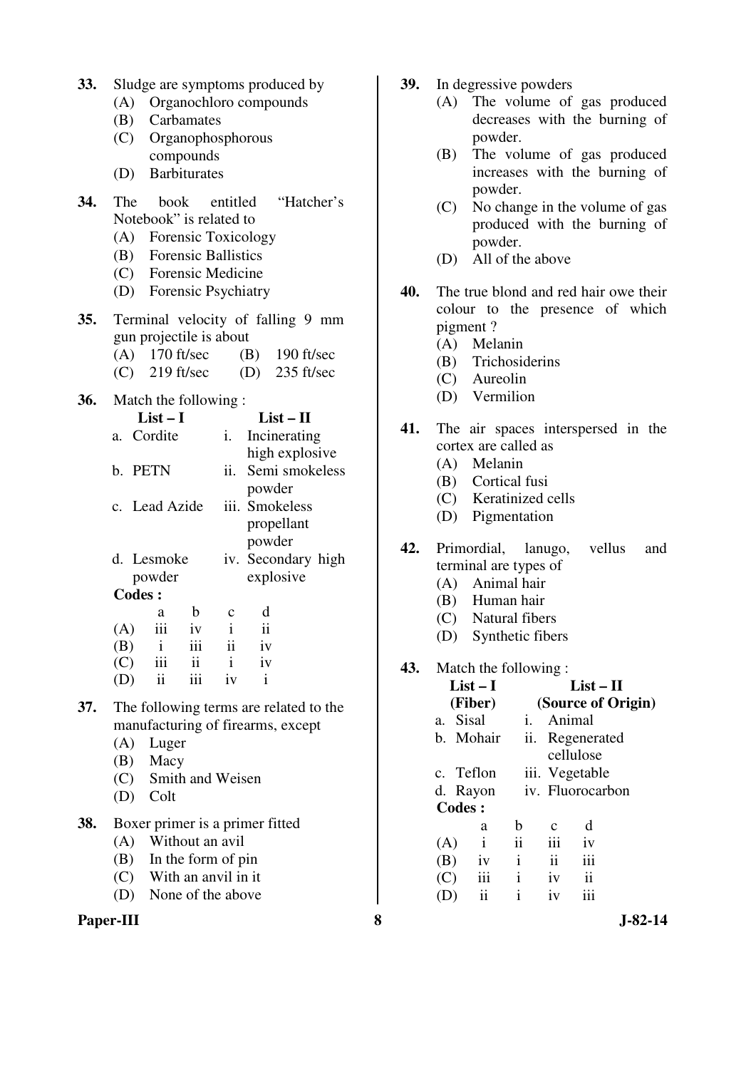33. Sludge are symptoms produced by
   (A) Organochloro compounds
   (B) Carbamates
   (C) Organophosphorous compounds
   (D) Barbiturates

34. The book entitled "Hatcher's Notebook" is related to
   (A) Forensic Toxicology
   (B) Forensic Ballistics
   (C) Forensic Medicine
   (D) Forensic Psychiatry

35. Terminal velocity of falling 9 mm gun projectile is about
   (A) 170 ft/sec (B) 190 ft/sec
   (C) 219 ft/sec (D) 235 ft/sec

36. Match the following :

| List – I | List – II |
|---|---|
| a. Cordite | i. Incinerating high explosive |
| b. PETN | ii. Semi smokeless powder |
| c. Lead Azide | iii. Smokeless propellant powder |
| d. Lesmoke powder | iv. Secondary high explosive |

**Codes :**

| | a | b | c | d |
|---|---|---|---|---|
| (A) | iii | iv | i | ii |
| (B) | i | iii | ii | iv |
| (C) | iii | ii | i | iv |
| (D) | ii | iii | iv | i |

37. The following terms are related to the manufacturing of firearms, except
   (A) Luger
   (B) Macy
   (C) Smith and Weisen
   (D) Colt

38. Boxer primer is a primer fitted
   (A) Without an avil
   (B) In the form of pin
   (C) With an anvil in it
   (D) None of the above

39. In degressive powders
   (A) The volume of gas produced decreases with the burning of powder.
   (B) The volume of gas produced increases with the burning of powder.
   (C) No change in the volume of gas produced with the burning of powder.
   (D) All of the above

40. The true blond and red hair owe their colour to the presence of which pigment ?
   (A) Melanin
   (B) Trichosiderins
   (C) Aureolin
   (D) Vermilion

41. The air spaces interspersed in the cortex are called as
   (A) Melanin
   (B) Cortical fusi
   (C) Keratinized cells
   (D) Pigmentation

42. Primordial, lanugo, vellus and terminal are types of
   (A) Animal hair
   (B) Human hair
   (C) Natural fibers
   (D) Synthetic fibers

43. Match the following :

| List – I (Fiber) | List – II (Source of Origin) |
|---|---|
| a. Sisal | i. Animal |
| b. Mohair | ii. Regenerated cellulose |
| c. Teflon | iii. Vegetable |
| d. Rayon | iv. Fluorocarbon |

**Codes :**

| | a | b | c | d |
|---|---|---|---|---|
| (A) | i | ii | iii | iv |
| (B) | iv | i | ii | iii |
| (C) | iii | i | iv | ii |
| (D) | ii | i | iv | iii |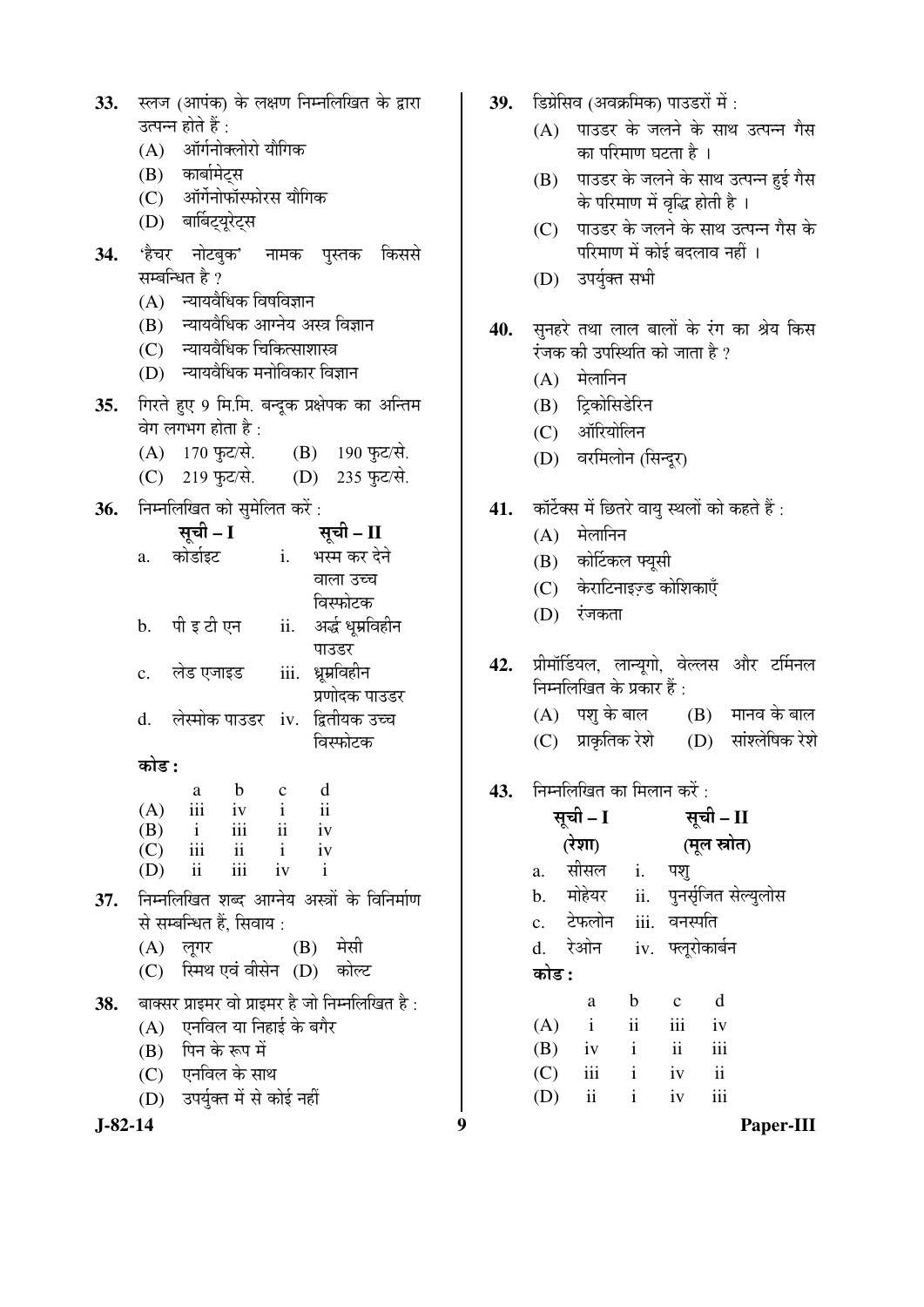33. स्लज (आपंक) के लक्षण निम्नलिखित के द्वारा उत्पन्न होते हैं :
   (A) ऑर्गनोक्लोरो यौगिक
   (B) कार्बामेट्स
   (C) ऑर्गेनोफॉस्फोरस यौगिक
   (D) बार्बिट्यूरेट्स

34. 'हैचर नोटबुक' नामक पुस्तक किससे सम्बन्धित है ?
   (A) न्यायवैधिक विषविज्ञान
   (B) न्यायवैधिक आग्नेय अस्त्र विज्ञान
   (C) न्यायवैधिक चिकित्साशास्त्र
   (D) न्यायवैधिक मनोविकार विज्ञान

35. गिरते हुए 9 मि.मि. बन्दूक प्रक्षेपक का अन्तिम वेग लगभग होता है :
   (A) 170 फुट/से. (B) 190 फुट/से.
   (C) 219 फुट/से. (D) 235 फुट/से.

36. निम्नलिखित को सुमेलित करें :

| | सूची – I | | सूची – II |
|---|---|---|---|
| a. | कोर्डाइट | i. | भस्म कर देने वाला उच्च विस्फोटक |
| b. | पी इ टी एन | ii. | अर्द्ध धूम्रविहीन पाउडर |
| c. | लेड एजाइड | iii. | धूम्रविहीन प्रणोदक पाउडर |
| d. | लेस्मोक पाउडर | iv. | द्वितीयक उच्च विस्फोटक |

**कोड :**

| | a | b | c | d |
|---|---|---|---|---|
| (A) | iii | iv | i | ii |
| (B) | i | iii | ii | iv |
| (C) | iii | ii | i | iv |
| (D) | ii | iii | iv | i |

37. निम्नलिखित शब्द आग्नेय अस्त्रों के विनिर्माण से सम्बन्धित हैं, सिवाय :
   (A) लूगर (B) मेसी
   (C) स्मिथ एवं वीसेन (D) कोल्ट

38. बाक्सर प्राइमर वो प्राइमर है जो निम्नलिखित है :
   (A) एनविल या निहाई के बगैर
   (B) पिन के रूप में
   (C) एनविल के साथ
   (D) उपर्युक्त में से कोई नहीं

39. डिग्रेसिव (अवक्रमिक) पाउडरों में :
   (A) पाउडर के जलने के साथ उत्पन्न गैस का परिमाण घटता है ।
   (B) पाउडर के जलने के साथ उत्पन्न हुई गैस के परिमाण में वृद्धि होती है ।
   (C) पाउडर के जलने के साथ उत्पन्न गैस के परिमाण में कोई बदलाव नहीं ।
   (D) उपर्युक्त सभी

40. सुनहरे तथा लाल बालों के रंग का श्रेय किस रंजक की उपस्थिति को जाता है ?
   (A) मेलानिन
   (B) ट्रिकोसिडेरिन
   (C) ऑरियोलिन
   (D) वरमिलोन (सिन्दूर)

41. कॉर्टेक्स में छितरे वायु स्थलों को कहते हैं :
   (A) मेलानिन
   (B) कोर्टिकल फ्यूसी
   (C) केराटिनाइज़्ड कोशिकाएँ
   (D) रंजकता

42. प्रीमॉर्डियल, लान्यूगो, वेल्लस और टर्मिनल निम्नलिखित के प्रकार हैं :
   (A) पशु के बाल (B) मानव के बाल
   (C) प्राकृतिक रेशे (D) सांश्लेषिक रेशे

43. निम्नलिखित का मिलान करें :

| | सूची – I (रेशा) | | सूची – II (मूल स्रोत) |
|---|---|---|---|
| a. | सीसल | i. | पशु |
| b. | मोहेयर | ii. | पुनर्सृजित सेल्युलोस |
| c. | टेफलोन | iii. | वनस्पति |
| d. | रेओन | iv. | फ्लूरोकार्बन |

**कोड :**

| | a | b | c | d |
|---|---|---|---|---|
| (A) | i | ii | iii | iv |
| (B) | iv | i | ii | iii |
| (C) | iii | i | iv | ii |
| (D) | ii | i | iv | iii |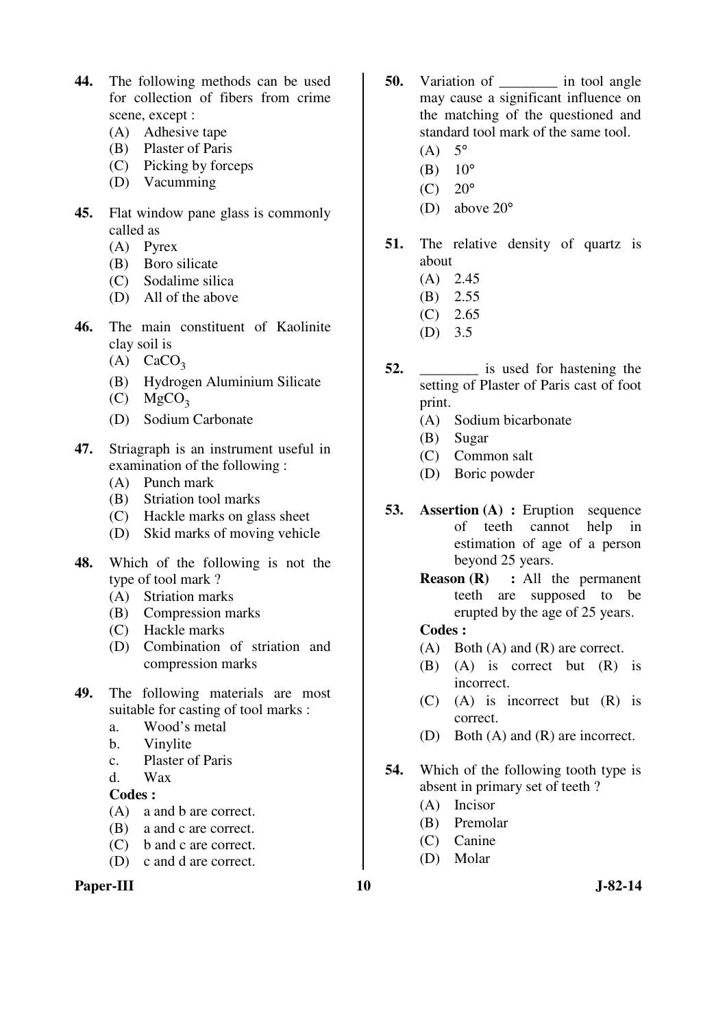44. The following methods can be used for collection of fibers from crime scene, except :
    (A) Adhesive tape
    (B) Plaster of Paris
    (C) Picking by forceps
    (D) Vacumming

45. Flat window pane glass is commonly called as
    (A) Pyrex
    (B) Boro silicate
    (C) Sodalime silica
    (D) All of the above

46. The main constituent of Kaolinite clay soil is
    (A) $CaCO_3$
    (B) Hydrogen Aluminium Silicate
    (C) $MgCO_3$
    (D) Sodium Carbonate

47. Striagraph is an instrument useful in examination of the following :
    (A) Punch mark
    (B) Striation tool marks
    (C) Hackle marks on glass sheet
    (D) Skid marks of moving vehicle

48. Which of the following is not the type of tool mark ?
    (A) Striation marks
    (B) Compression marks
    (C) Hackle marks
    (D) Combination of striation and compression marks

49. The following materials are most suitable for casting of tool marks :
    a. Wood's metal
    b. Vinylite
    c. Plaster of Paris
    d. Wax

    **Codes :**
    (A) a and b are correct.
    (B) a and c are correct.
    (C) b and c are correct.
    (D) c and d are correct.

50. Variation of ________ in tool angle may cause a significant influence on the matching of the questioned and standard tool mark of the same tool.
    (A) 5°
    (B) 10°
    (C) 20°
    (D) above 20°

51. The relative density of quartz is about
    (A) 2.45
    (B) 2.55
    (C) 2.65
    (D) 3.5

52. ________ is used for hastening the setting of Plaster of Paris cast of foot print.
    (A) Sodium bicarbonate
    (B) Sugar
    (C) Common salt
    (D) Boric powder

53. **Assertion (A) :** Eruption sequence of teeth cannot help in estimation of age of a person beyond 25 years.

    **Reason (R) :** All the permanent teeth are supposed to be erupted by the age of 25 years.

    **Codes :**
    (A) Both (A) and (R) are correct.
    (B) (A) is correct but (R) is incorrect.
    (C) (A) is incorrect but (R) is correct.
    (D) Both (A) and (R) are incorrect.

54. Which of the following tooth type is absent in primary set of teeth ?
    (A) Incisor
    (B) Premolar
    (C) Canine
    (D) Molar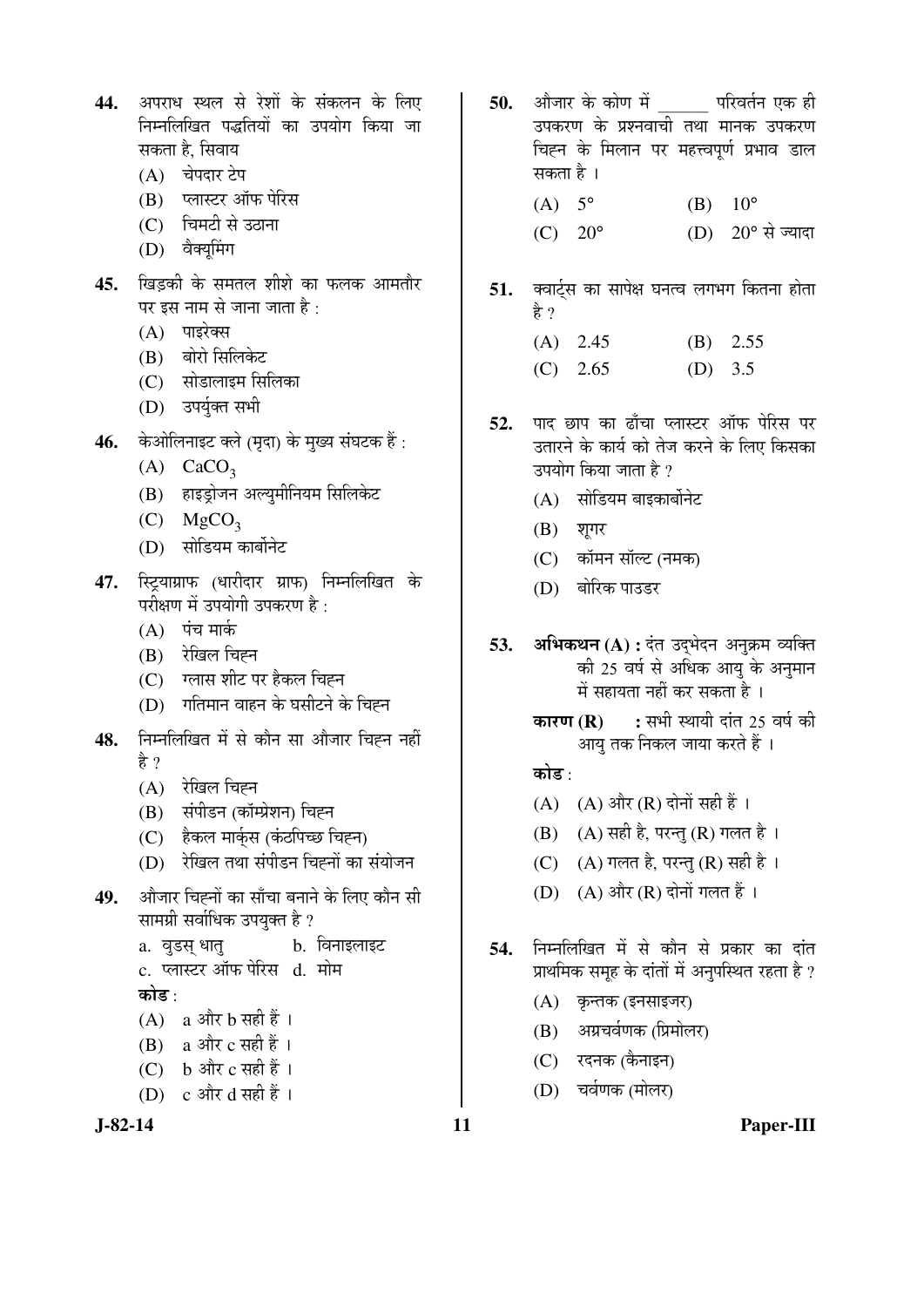**44.** अपराध स्थल से रेशों के संकलन के लिए निम्नलिखित पद्धतियों का उपयोग किया जा सकता है, सिवाय

(A) चेपदार टेप

(B) प्लास्टर ऑफ पेरिस

(C) चिमटी से उठाना

(D) वैक्यूमिंग

**45.** खिड़की के समतल शीशे का फलक आमतौर पर इस नाम से जाना जाता है :

(A) पाइरेक्स

(B) बोरो सिलिकेट

(C) सोडालाइम सिलिका

(D) उपर्युक्त सभी

**46.** केओलिनाइट क्ले (मृदा) के मुख्य संघटक हैं :

(A) $CaCO_3$

(B) हाइड्रोजन अल्युमीनियम सिलिकेट

(C) $MgCO_3$

(D) सोडियम कार्बोनेट

**47.** स्ट्रियाग्राफ (धारीदार ग्राफ) निम्नलिखित के परीक्षण में उपयोगी उपकरण है :

(A) पंच मार्क

(B) रेखिल चिह्न

(C) ग्लास शीट पर हैकल चिह्न

(D) गतिमान वाहन के घसीटने के चिह्न

**48.** निम्नलिखित में से कौन सा औजार चिह्न नहीं है ?

(A) रेखिल चिह्न

(B) संपीडन (कॉम्प्रेशन) चिह्न

(C) हैकल मार्क्स (कंठपिच्छ चिह्न)

(D) रेखिल तथा संपीडन चिह्नों का संयोजन

**49.** औजार चिह्नों का साँचा बनाने के लिए कौन सी सामग्री सर्वाधिक उपयुक्त है ?

a. वुडस् धातु  b. विनाइलाइट

c. प्लास्टर ऑफ पेरिस  d. मोम

**कोड** :

(A) a और b सही हैं ।

(B) a और c सही हैं ।

(C) b और c सही हैं ।

(D) c और d सही हैं ।

**50.** औजार के कोण में ______ परिवर्तन एक ही उपकरण के प्रश्नवाची तथा मानक उपकरण चिह्न के मिलान पर महत्त्वपूर्ण प्रभाव डाल सकता है ।

(A) 5°  (B) 10°

(C) 20°  (D) 20° से ज्यादा

**51.** क्वार्ट्स का सापेक्ष घनत्व लगभग कितना होता है ?

(A) 2.45  (B) 2.55

(C) 2.65  (D) 3.5

**52.** पाद छाप का ढाँचा प्लास्टर ऑफ पेरिस पर उतारने के कार्य को तेज करने के लिए किसका उपयोग किया जाता है ?

(A) सोडियम बाइकार्बोनेट

(B) शूगर

(C) कॉमन सॉल्ट (नमक)

(D) बोरिक पाउडर

**53.** **अभिकथन (A) :** दंत उद्भेदन अनुक्रम व्यक्ति की 25 वर्ष से अधिक आयु के अनुमान में सहायता नहीं कर सकता है ।

**कारण (R) :** सभी स्थायी दांत 25 वर्ष की आयु तक निकल जाया करते हैं ।

**कोड** :

(A) (A) और (R) दोनों सही हैं ।

(B) (A) सही है, परन्तु (R) गलत है ।

(C) (A) गलत है, परन्तु (R) सही है ।

(D) (A) और (R) दोनों गलत हैं ।

**54.** निम्नलिखित में से कौन से प्रकार का दांत प्राथमिक समूह के दांतों में अनुपस्थित रहता है ?

(A) कृन्तक (इनसाइजर)

(B) अग्रचर्वणक (प्रिमोलर)

(C) रदनक (कैनाइन)

(D) चर्वणक (मोलर)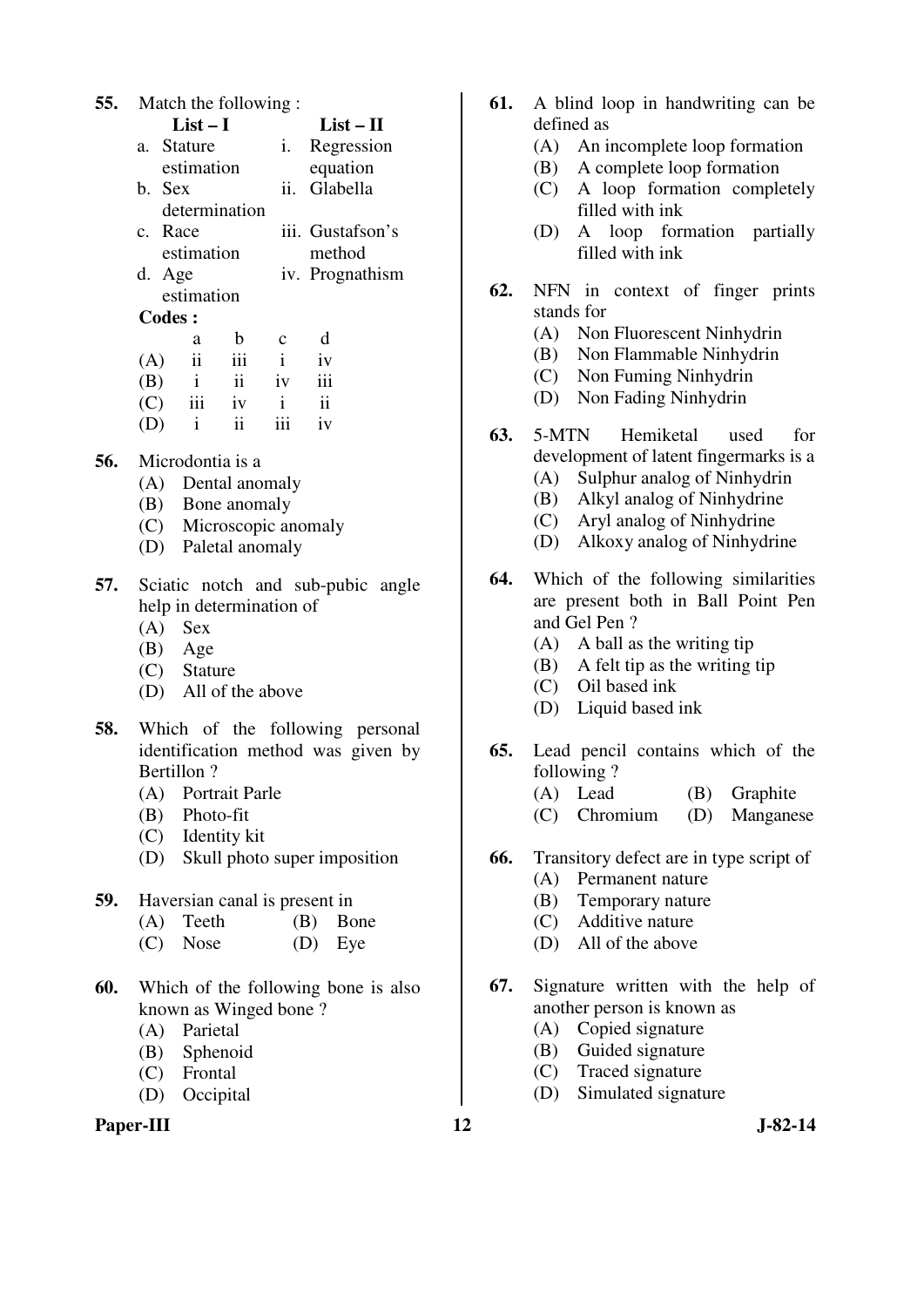55. Match the following :

| | List – I | | List – II |
|---|---|---|---|
| a. | Stature estimation | i. | Regression equation |
| b. | Sex determination | ii. | Glabella |
| c. | Race estimation | iii. | Gustafson's method |
| d. | Age estimation | iv. | Prognathism |

**Codes :**

| | a | b | c | d |
|---|---|---|---|---|
| (A) | ii | iii | i | iv |
| (B) | i | ii | iv | iii |
| (C) | iii | iv | i | ii |
| (D) | i | ii | iii | iv |

56. Microdontia is a
   - (A) Dental anomaly
   - (B) Bone anomaly
   - (C) Microscopic anomaly
   - (D) Paletal anomaly

57. Sciatic notch and sub-pubic angle help in determination of
   - (A) Sex
   - (B) Age
   - (C) Stature
   - (D) All of the above

58. Which of the following personal identification method was given by Bertillon ?
   - (A) Portrait Parle
   - (B) Photo-fit
   - (C) Identity kit
   - (D) Skull photo super imposition

59. Haversian canal is present in
   - (A) Teeth
   - (B) Bone
   - (C) Nose
   - (D) Eye

60. Which of the following bone is also known as Winged bone ?
   - (A) Parietal
   - (B) Sphenoid
   - (C) Frontal
   - (D) Occipital

61. A blind loop in handwriting can be defined as
   - (A) An incomplete loop formation
   - (B) A complete loop formation
   - (C) A loop formation completely filled with ink
   - (D) A loop formation partially filled with ink

62. NFN in context of finger prints stands for
   - (A) Non Fluorescent Ninhydrin
   - (B) Non Flammable Ninhydrin
   - (C) Non Fuming Ninhydrin
   - (D) Non Fading Ninhydrin

63. 5-MTN Hemiketal used for development of latent fingermarks is a
   - (A) Sulphur analog of Ninhydrin
   - (B) Alkyl analog of Ninhydrine
   - (C) Aryl analog of Ninhydrine
   - (D) Alkoxy analog of Ninhydrine

64. Which of the following similarities are present both in Ball Point Pen and Gel Pen ?
   - (A) A ball as the writing tip
   - (B) A felt tip as the writing tip
   - (C) Oil based ink
   - (D) Liquid based ink

65. Lead pencil contains which of the following ?
   - (A) Lead
   - (B) Graphite
   - (C) Chromium
   - (D) Manganese

66. Transitory defect are in type script of
   - (A) Permanent nature
   - (B) Temporary nature
   - (C) Additive nature
   - (D) All of the above

67. Signature written with the help of another person is known as
   - (A) Copied signature
   - (B) Guided signature
   - (C) Traced signature
   - (D) Simulated signature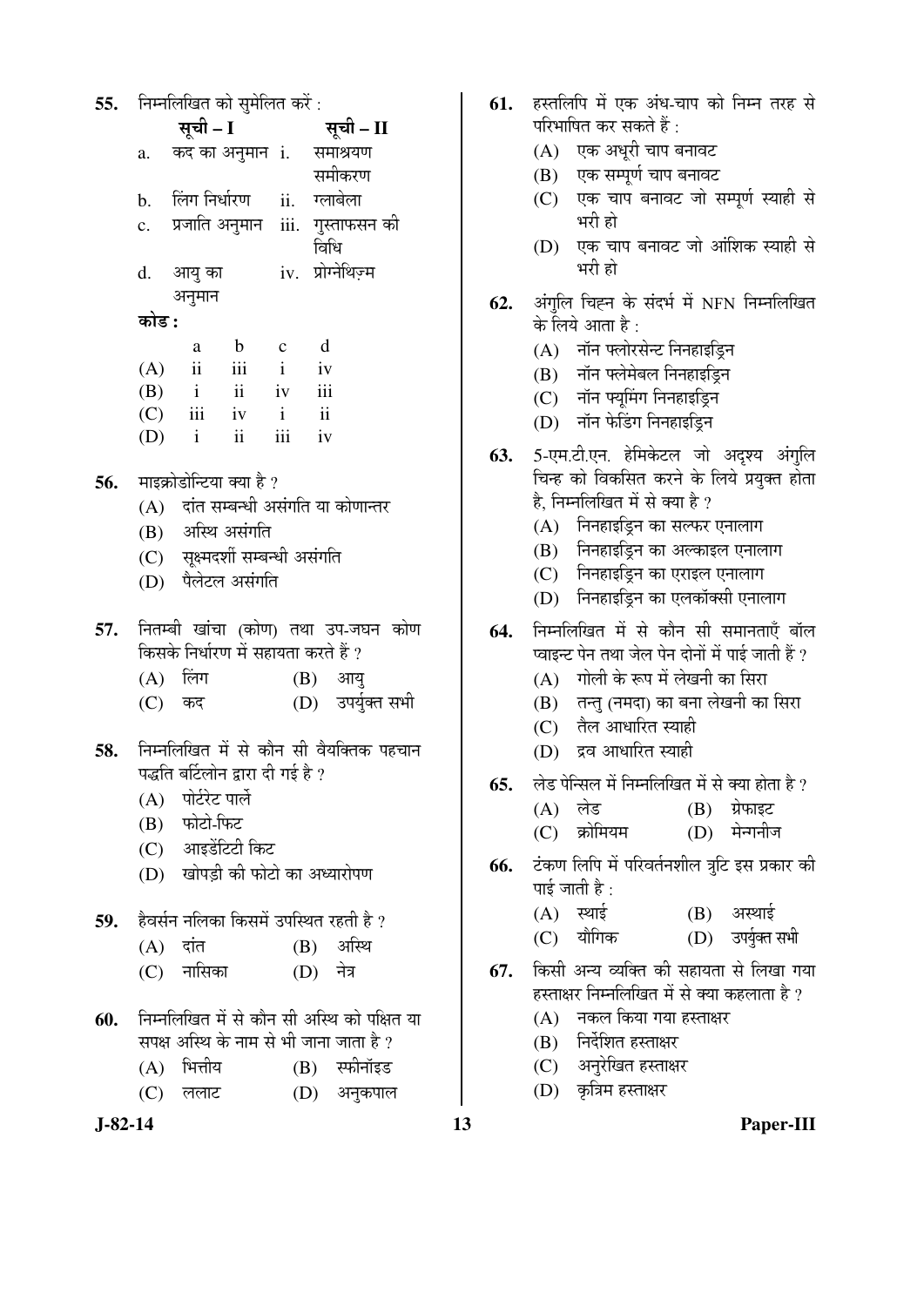55. निम्नलिखित को सुमेलित करें :

| | सूची – I | | सूची – II |
|---|---|---|---|
| a. | कद का अनुमान | i. | समाश्रयण समीकरण |
| b. | लिंग निर्धारण | ii. | ग्लाबेला |
| c. | प्रजाति अनुमान | iii. | गुस्ताफसन की विधि |
| d. | आयु का अनुमान | iv. | प्रोग्नेथिज़्म |

**कोड :**

| | a | b | c | d |
|---|---|---|---|---|
| (A) | ii | iii | i | iv |
| (B) | i | ii | iv | iii |
| (C) | iii | iv | i | ii |
| (D) | i | ii | iii | iv |

56. माइक्रोडोन्टिया क्या है ?
   - (A) दांत सम्बन्धी असंगति या कोणान्तर
   - (B) अस्थि असंगति
   - (C) सूक्ष्मदर्शी सम्बन्धी असंगति
   - (D) पैलेटल असंगति

57. नितम्बी खांचा (कोण) तथा उप-जघन कोण किसके निर्धारण में सहायता करते हैं ?
   - (A) लिंग
   - (B) आयु
   - (C) कद
   - (D) उपर्युक्त सभी

58. निम्नलिखित में से कौन सी वैयक्तिक पहचान पद्धति बर्टिलोन द्वारा दी गई है ?
   - (A) पोर्टरेट पार्ले
   - (B) फोटो-फिट
   - (C) आइडेंटिटी किट
   - (D) खोपड़ी की फोटो का अध्यारोपण

59. हैवर्सन नलिका किसमें उपस्थित रहती है ?
   - (A) दांत
   - (B) अस्थि
   - (C) नासिका
   - (D) नेत्र

60. निम्नलिखित में से कौन सी अस्थि को पक्षित या सपक्ष अस्थि के नाम से भी जाना जाता है ?
   - (A) भित्तीय
   - (B) स्फीनॉइड
   - (C) ललाट
   - (D) अनुकपाल

61. हस्तलिपि में एक अंध-चाप को निम्न तरह से परिभाषित कर सकते हैं :
   - (A) एक अधूरी चाप बनावट
   - (B) एक सम्पूर्ण चाप बनावट
   - (C) एक चाप बनावट जो सम्पूर्ण स्याही से भरी हो
   - (D) एक चाप बनावट जो आंशिक स्याही से भरी हो

62. अंगुलि चिह्न के संदर्भ में NFN निम्नलिखित के लिये आता है :
   - (A) नॉन फ्लोरसेन्ट निनहाइड्रिन
   - (B) नॉन फ्लेमेबल निनहाइड्रिन
   - (C) नॉन फ्यूमिंग निनहाइड्रिन
   - (D) नॉन फेडिंग निनहाइड्रिन

63. 5-एम.टी.एन. हेमिकेटल जो अदृश्य अंगुलि चिन्ह को विकसित करने के लिये प्रयुक्त होता है, निम्नलिखित में से क्या है ?
   - (A) निनहाइड्रिन का सल्फर एनालाग
   - (B) निनहाइड्रिन का अल्काइल एनालाग
   - (C) निनहाइड्रिन का एराइल एनालाग
   - (D) निनहाइड्रिन का एलकॉक्सी एनालाग

64. निम्नलिखित में से कौन सी समानताएँ बॉल प्वाइन्ट पेन तथा जेल पेन दोनों में पाई जाती हैं ?
   - (A) गोली के रूप में लेखनी का सिरा
   - (B) तन्तु (नमदा) का बना लेखनी का सिरा
   - (C) तैल आधारित स्याही
   - (D) द्रव आधारित स्याही

65. लेड पेन्सिल में निम्नलिखित में से क्या होता है ?
   - (A) लेड
   - (B) ग्रेफाइट
   - (C) क्रोमियम
   - (D) मेन्गानीज

66. टंकण लिपि में परिवर्तनशील त्रुटि इस प्रकार की पाई जाती है :
   - (A) स्थाई
   - (B) अस्थाई
   - (C) यौगिक
   - (D) उपर्युक्त सभी

67. किसी अन्य व्यक्ति की सहायता से लिखा गया हस्ताक्षर निम्नलिखित में से क्या कहलाता है ?
   - (A) नकल किया गया हस्ताक्षर
   - (B) निर्देशित हस्ताक्षर
   - (C) अनुरेखित हस्ताक्षर
   - (D) कृत्रिम हस्ताक्षर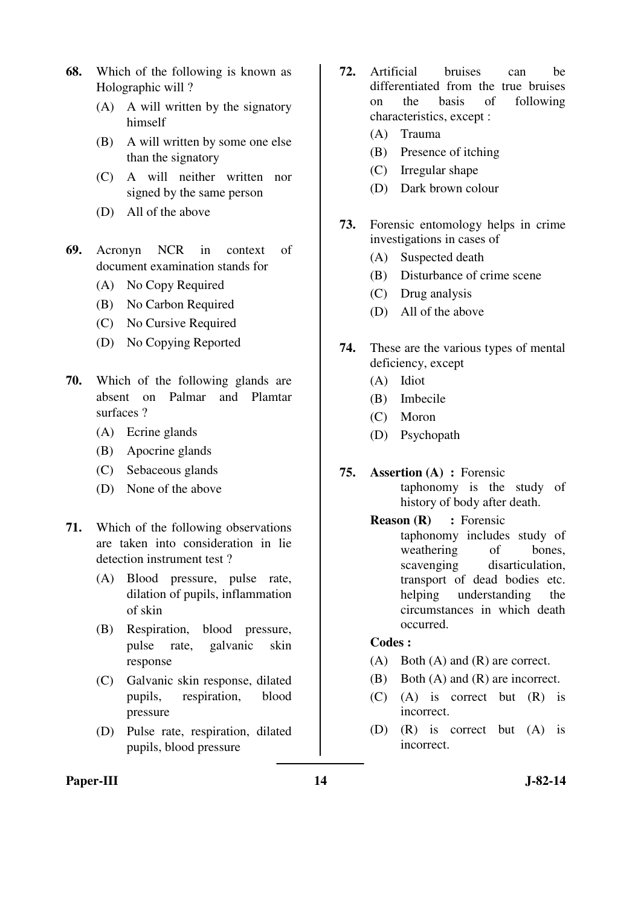68. Which of the following is known as Holographic will ?

    (A) A will written by the signatory himself

    (B) A will written by some one else than the signatory

    (C) A will neither written nor signed by the same person

    (D) All of the above

69. Acronyn NCR in context of document examination stands for

    (A) No Copy Required

    (B) No Carbon Required

    (C) No Cursive Required

    (D) No Copying Reported

70. Which of the following glands are absent on Palmar and Plamtar surfaces ?

    (A) Ecrine glands

    (B) Apocrine glands

    (C) Sebaceous glands

    (D) None of the above

71. Which of the following observations are taken into consideration in lie detection instrument test ?

    (A) Blood pressure, pulse rate, dilation of pupils, inflammation of skin

    (B) Respiration, blood pressure, pulse rate, galvanic skin response

    (C) Galvanic skin response, dilated pupils, respiration, blood pressure

    (D) Pulse rate, respiration, dilated pupils, blood pressure

72. Artificial bruises can be differentiated from the true bruises on the basis of following characteristics, except :

    (A) Trauma

    (B) Presence of itching

    (C) Irregular shape

    (D) Dark brown colour

73. Forensic entomology helps in crime investigations in cases of

    (A) Suspected death

    (B) Disturbance of crime scene

    (C) Drug analysis

    (D) All of the above

74. These are the various types of mental deficiency, except

    (A) Idiot

    (B) Imbecile

    (C) Moron

    (D) Psychopath

75. **Assertion (A) :** Forensic taphonomy is the study of history of body after death.

    **Reason (R) :** Forensic taphonomy includes study of weathering of bones, scavenging disarticulation, transport of dead bodies etc. helping understanding the circumstances in which death occurred.

    **Codes :**

    (A) Both (A) and (R) are correct.

    (B) Both (A) and (R) are incorrect.

    (C) (A) is correct but (R) is incorrect.

    (D) (R) is correct but (A) is incorrect.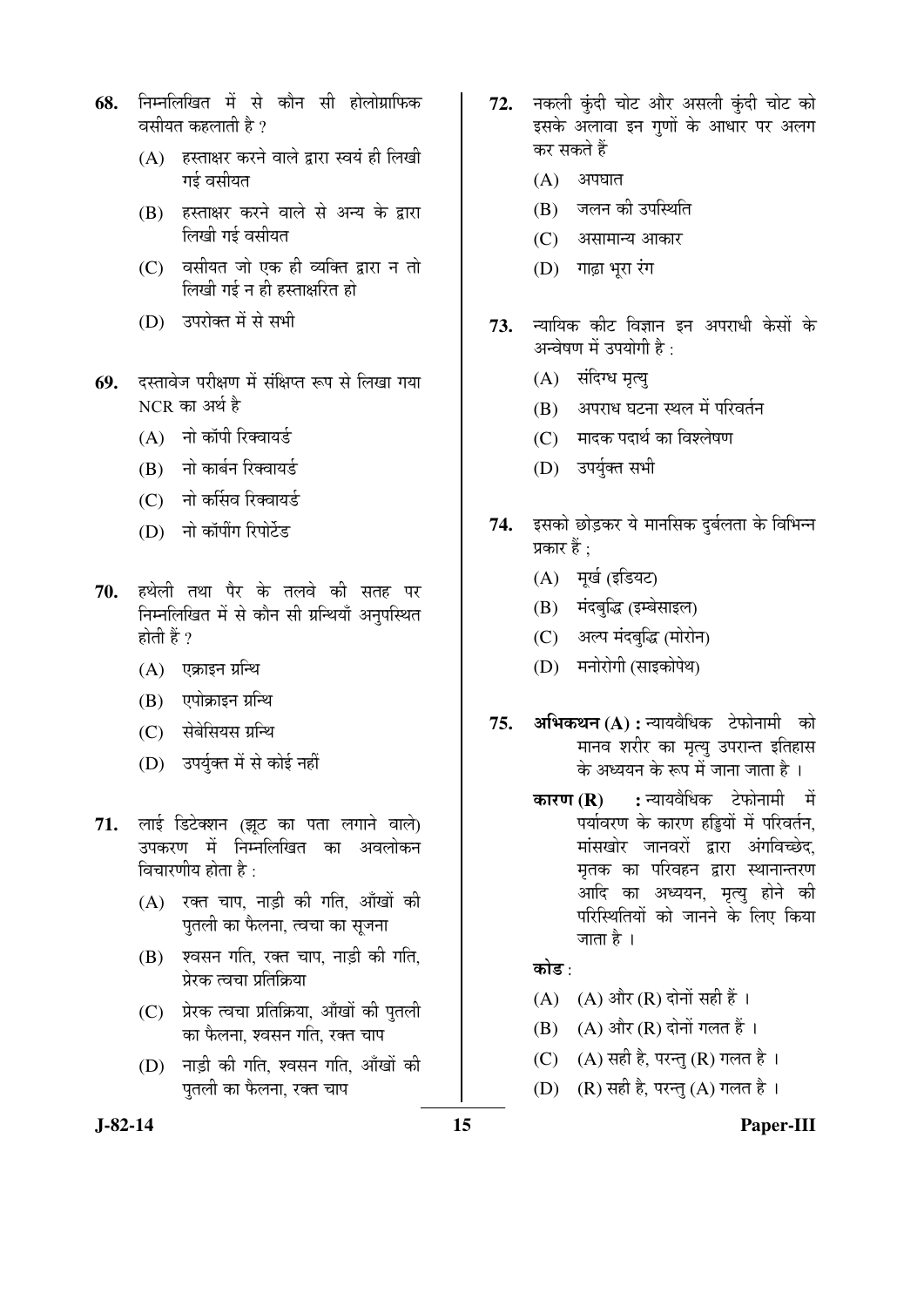**68.** निम्नलिखित में से कौन सी होलोग्राफिक वसीयत कहलाती है ?

(A) हस्ताक्षर करने वाले द्वारा स्वयं ही लिखी गई वसीयत

(B) हस्ताक्षर करने वाले से अन्य के द्वारा लिखी गई वसीयत

(C) वसीयत जो एक ही व्यक्ति द्वारा न तो लिखी गई न ही हस्ताक्षरित हो

(D) उपरोक्त में से सभी

**69.** दस्तावेज परीक्षण में संक्षिप्त रूप से लिखा गया NCR का अर्थ है

(A) नो कॉपी रिक्वायर्ड

(B) नो कार्बन रिक्वायर्ड

(C) नो कर्सिव रिक्वायर्ड

(D) नो कॉपींग रिपोर्टेड

**70.** हथेली तथा पैर के तलवे की सतह पर निम्नलिखित में से कौन सी ग्रन्थियाँ अनुपस्थित होती हैं ?

(A) एक्राइन ग्रन्थि

(B) एपोक्राइन ग्रन्थि

(C) सेबेसियस ग्रन्थि

(D) उपर्युक्त में से कोई नहीं

**71.** लाई डिटेक्शन (झूठ का पता लगाने वाले) उपकरण में निम्नलिखित का अवलोकन विचारणीय होता है :

(A) रक्त चाप, नाड़ी की गति, आँखों की पुतली का फैलना, त्वचा का सूजना

(B) श्वसन गति, रक्त चाप, नाड़ी की गति, प्रेरक त्वचा प्रतिक्रिया

(C) प्रेरक त्वचा प्रतिक्रिया, आँखों की पुतली का फैलना, श्वसन गति, रक्त चाप

(D) नाड़ी की गति, श्वसन गति, आँखों की पुतली का फैलना, रक्त चाप

**72.** नकली कुंदी चोट और असली कुंदी चोट को इसके अलावा इन गुणों के आधार पर अलग कर सकते हैं

(A) अपघात

(B) जलन की उपस्थिति

(C) असामान्य आकार

(D) गाढ़ा भूरा रंग

**73.** न्यायिक कीट विज्ञान इन अपराधी केसों के अन्वेषण में उपयोगी है :

(A) संदिग्ध मृत्यु

(B) अपराध घटना स्थल में परिवर्तन

(C) मादक पदार्थ का विश्लेषण

(D) उपर्युक्त सभी

**74.** इसको छोड़कर ये मानसिक दुर्बलता के विभिन्न प्रकार हैं ;

(A) मूर्ख (इडियट)

(B) मंदबुद्धि (इम्बेसाइल)

(C) अल्प मंदबुद्धि (मोरोन)

(D) मनोरोगी (साइकोपेथ)

**75.** **अभिकथन (A) :** न्यायवैधिक टेफोनामी को मानव शरीर का मृत्यु उपरान्त इतिहास के अध्ययन के रूप में जाना जाता है ।

**कारण (R) :** न्यायवैधिक टेफोनामी में पर्यावरण के कारण हड्डियों में परिवर्तन, मांसखोर जानवरों द्वारा अंगविच्छेद, मृतक का परिवहन द्वारा स्थानान्तरण आदि का अध्ययन, मृत्यु होने की परिस्थितियों को जानने के लिए किया जाता है ।

**कोड** :

(A) (A) और (R) दोनों सही हैं ।

(B) (A) और (R) दोनों गलत हैं ।

(C) (A) सही है, परन्तु (R) गलत है ।

(D) (R) सही है, परन्तु (A) गलत है ।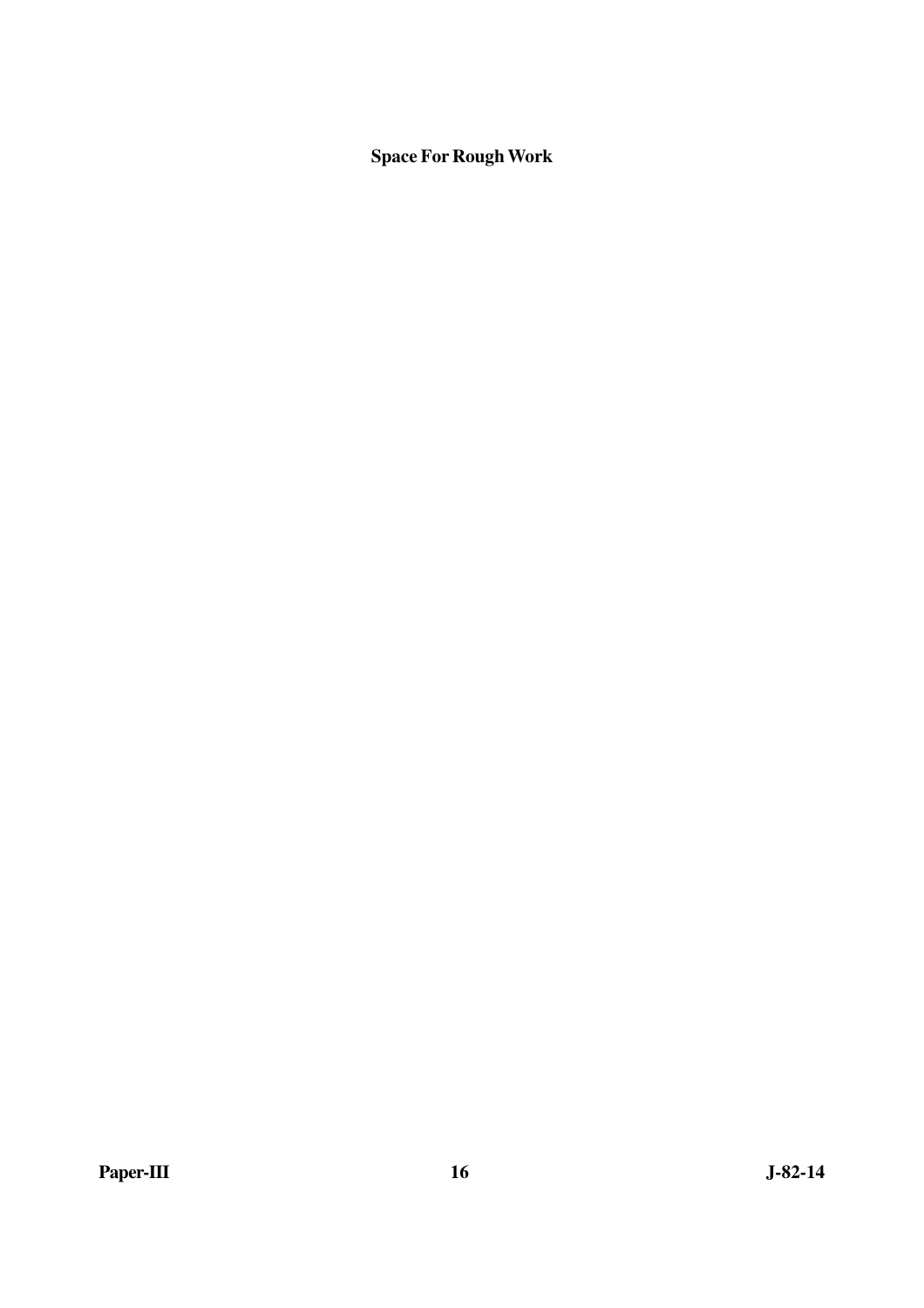**Space For Rough Work**